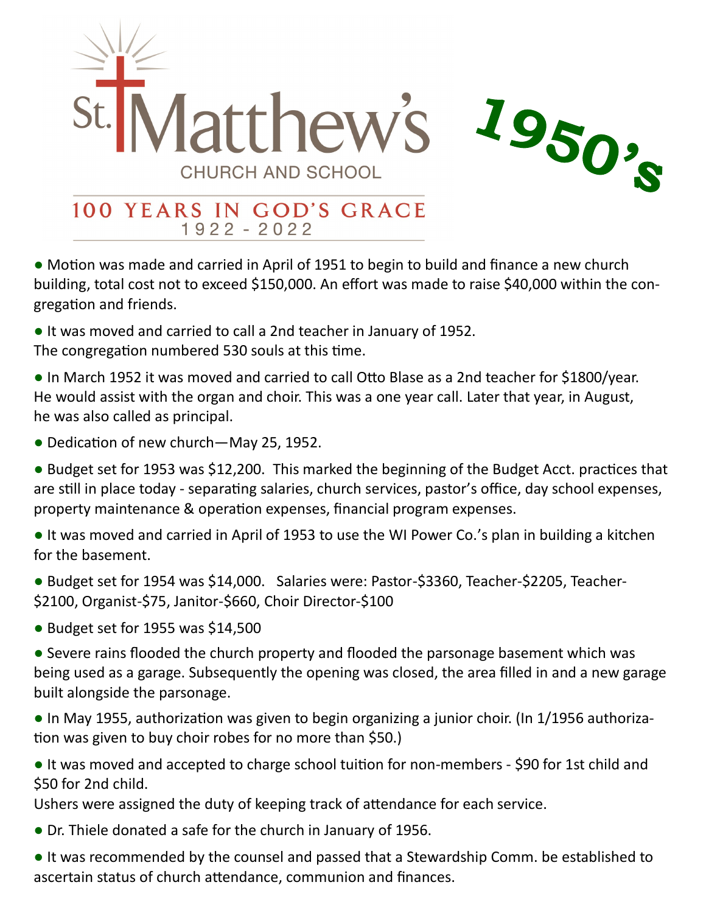# St. Matthew's Church and School

## 100 Years in God's Grace
1922 - 2022

# 1950's

- Motion was made and carried in April of 1951 to begin to build and finance a new church building, total cost not to exceed $150,000. An effort was made to raise $40,000 within the congregation and friends.
- It was moved and carried to call a 2nd teacher in January of 1952. The congregation numbered 530 souls at this time.
- In March 1952 it was moved and carried to call Otto Blase as a 2nd teacher for $1800/year. He would assist with the organ and choir. This was a one year call. Later that year, in August, he was also called as principal.
- Dedication of new church—May 25, 1952.
- Budget set for 1953 was $12,200. This marked the beginning of the Budget Acct. practices that are still in place today - separating salaries, church services, pastor's office, day school expenses, property maintenance & operation expenses, financial program expenses.
- It was moved and carried in April of 1953 to use the WI Power Co.'s plan in building a kitchen for the basement.
- Budget set for 1954 was $14,000. Salaries were: Pastor-$3360, Teacher-$2205, Teacher-$2100, Organist-$75, Janitor-$660, Choir Director-$100
- Budget set for 1955 was $14,500
- Severe rains flooded the church property and flooded the parsonage basement which was being used as a garage. Subsequently the opening was closed, the area filled in and a new garage built alongside the parsonage.
- In May 1955, authorization was given to begin organizing a junior choir. (In 1/1956 authorization was given to buy choir robes for no more than $50.)
- It was moved and accepted to charge school tuition for non-members - $90 for 1st child and $50 for 2nd child. Ushers were assigned the duty of keeping track of attendance for each service.
- Dr. Thiele donated a safe for the church in January of 1956.
- It was recommended by the counsel and passed that a Stewardship Comm. be established to ascertain status of church attendance, communion and finances.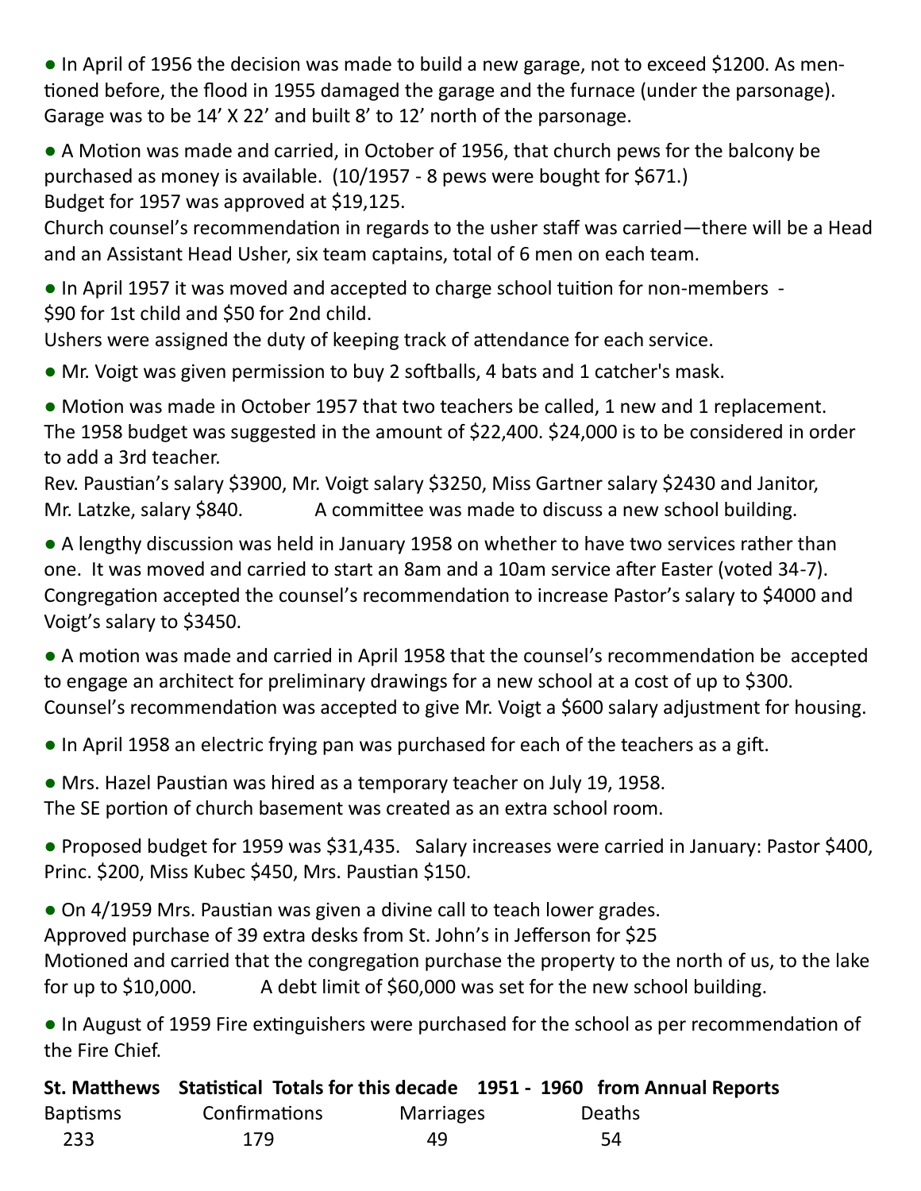- In April of 1956 the decision was made to build a new garage, not to exceed $1200. As mentioned before, the flood in 1955 damaged the garage and the furnace (under the parsonage). Garage was to be 14' X 22' and built 8' to 12' north of the parsonage.

- A Motion was made and carried, in October of 1956, that church pews for the balcony be purchased as money is available. (10/1957 - 8 pews were bought for $671.)
Budget for 1957 was approved at $19,125.
Church counsel's recommendation in regards to the usher staff was carried—there will be a Head and an Assistant Head Usher, six team captains, total of 6 men on each team.

- In April 1957 it was moved and accepted to charge school tuition for non-members - $90 for 1st child and $50 for 2nd child.
Ushers were assigned the duty of keeping track of attendance for each service.

- Mr. Voigt was given permission to buy 2 softballs, 4 bats and 1 catcher's mask.

- Motion was made in October 1957 that two teachers be called, 1 new and 1 replacement.
The 1958 budget was suggested in the amount of $22,400. $24,000 is to be considered in order to add a 3rd teacher.
Rev. Paustian's salary $3900, Mr. Voigt salary $3250, Miss Gartner salary $2430 and Janitor, Mr. Latzke, salary $840. A committee was made to discuss a new school building.

- A lengthy discussion was held in January 1958 on whether to have two services rather than one. It was moved and carried to start an 8am and a 10am service after Easter (voted 34-7).
Congregation accepted the counsel's recommendation to increase Pastor's salary to $4000 and Voigt's salary to $3450.

- A motion was made and carried in April 1958 that the counsel's recommendation be accepted to engage an architect for preliminary drawings for a new school at a cost of up to $300.
Counsel's recommendation was accepted to give Mr. Voigt a $600 salary adjustment for housing.

- In April 1958 an electric frying pan was purchased for each of the teachers as a gift.

- Mrs. Hazel Paustian was hired as a temporary teacher on July 19, 1958.
The SE portion of church basement was created as an extra school room.

- Proposed budget for 1959 was $31,435. Salary increases were carried in January: Pastor $400, Princ. $200, Miss Kubec $450, Mrs. Paustian $150.

- On 4/1959 Mrs. Paustian was given a divine call to teach lower grades.
Approved purchase of 39 extra desks from St. John's in Jefferson for $25
Motioned and carried that the congregation purchase the property to the north of us, to the lake for up to $10,000. A debt limit of $60,000 was set for the new school building.

- In August of 1959 Fire extinguishers were purchased for the school as per recommendation of the Fire Chief.

**St. Matthews Statistical Totals for this decade 1951 - 1960 from Annual Reports**

| Baptisms | Confirmations | Marriages | Deaths |
|---|---|---|---|
| 233 | 179 | 49 | 54 |